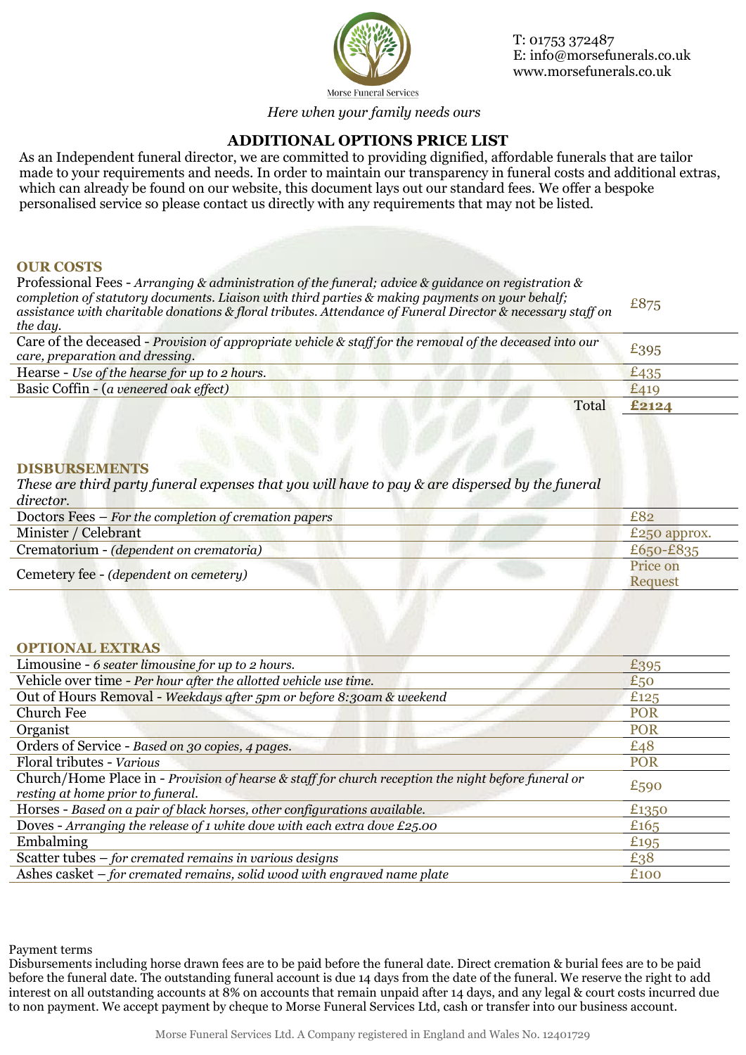Morse Funeral Services

T: 01753 372487
E: info@morsefunerals.co.uk
www.morsefunerals.co.uk

*Here when your family needs ours*

# ADDITIONAL OPTIONS PRICE LIST

As an Independent funeral director, we are committed to providing dignified, affordable funerals that are tailor made to your requirements and needs. In order to maintain our transparency in funeral costs and additional extras, which can already be found on our website, this document lays out our standard fees. We offer a bespoke personalised service so please contact us directly with any requirements that may not be listed.

## OUR COSTS

| | |
|---|---|
| Professional Fees - *Arranging & administration of the funeral; advice & guidance on registration & completion of statutory documents. Liaison with third parties & making payments on your behalf; assistance with charitable donations & floral tributes. Attendance of Funeral Director & necessary staff on the day.* | £875 |
| Care of the deceased - *Provision of appropriate vehicle & staff for the removal of the deceased into our care, preparation and dressing.* | £395 |
| Hearse - *Use of the hearse for up to 2 hours.* | £435 |
| Basic Coffin - (*a veneered oak effect)* | £419 |
| Total | **£2124** |

## DISBURSEMENTS

*These are third party funeral expenses that you will have to pay & are dispersed by the funeral director.*

| | |
|---|---|
| Doctors Fees – *For the completion of cremation papers* | £82 |
| Minister / Celebrant | £250 approx. |
| Crematorium - *(dependent on crematoria)* | £650-£835 |
| Cemetery fee - *(dependent on cemetery)* | Price on Request |

## OPTIONAL EXTRAS

| | |
|---|---|
| Limousine - *6 seater limousine for up to 2 hours.* | £395 |
| Vehicle over time - *Per hour after the allotted vehicle use time.* | £50 |
| Out of Hours Removal - *Weekdays after 5pm or before 8:30am & weekend* | £125 |
| Church Fee | POR |
| Organist | POR |
| Orders of Service - *Based on 30 copies, 4 pages.* | £48 |
| Floral tributes - *Various* | POR |
| Church/Home Place in - *Provision of hearse & staff for church reception the night before funeral or resting at home prior to funeral.* | £590 |
| Horses - *Based on a pair of black horses, other configurations available.* | £1350 |
| Doves - *Arranging the release of 1 white dove with each extra dove £25.00* | £165 |
| Embalming | £195 |
| Scatter tubes – *for cremated remains in various designs* | £38 |
| Ashes casket – *for cremated remains, solid wood with engraved name plate* | £100 |

Payment terms

Disbursements including horse drawn fees are to be paid before the funeral date. Direct cremation & burial fees are to be paid before the funeral date. The outstanding funeral account is due 14 days from the date of the funeral. We reserve the right to add interest on all outstanding accounts at 8% on accounts that remain unpaid after 14 days, and any legal & court costs incurred due to non payment. We accept payment by cheque to Morse Funeral Services Ltd, cash or transfer into our business account.

Morse Funeral Services Ltd. A Company registered in England and Wales No. 12401729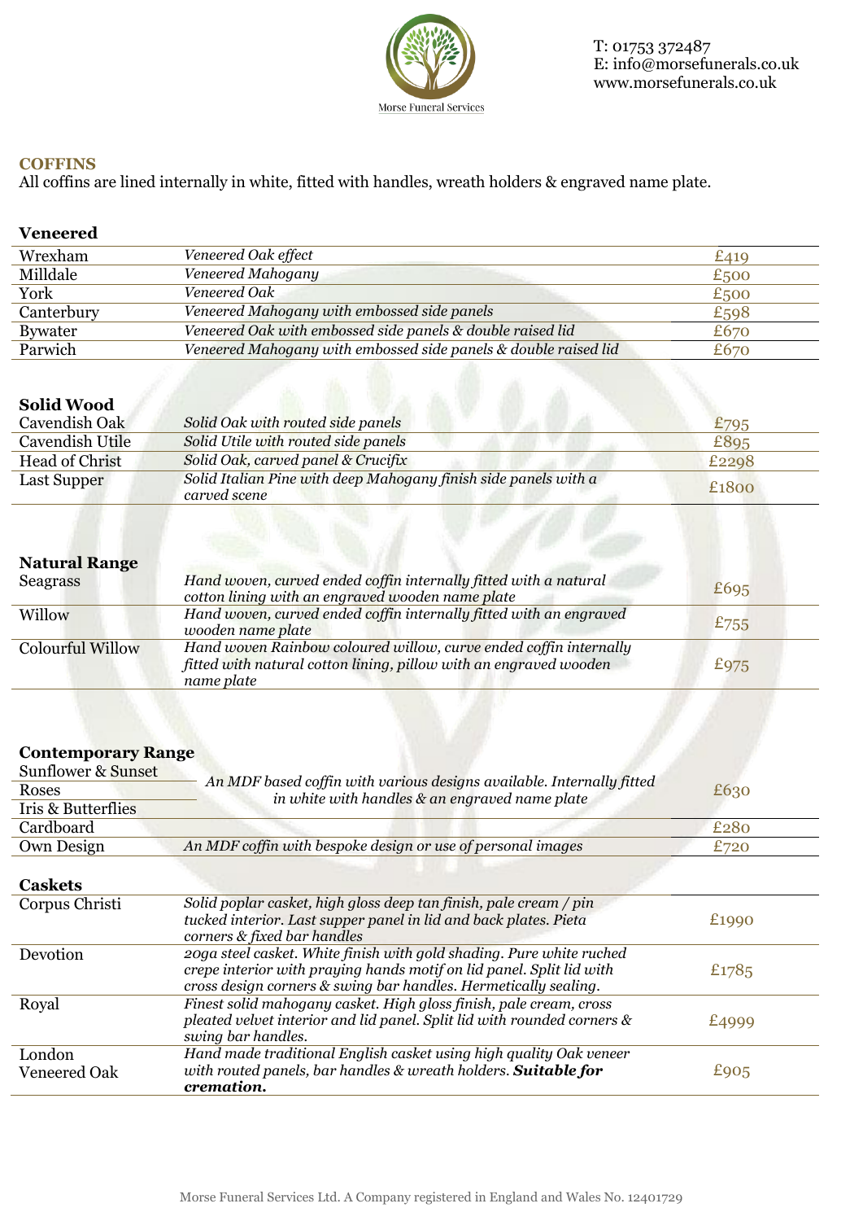Morse Funeral Services

T: 01753 372487
E: info@morsefunerals.co.uk
www.morsefunerals.co.uk

## COFFINS

All coffins are lined internally in white, fitted with handles, wreath holders & engraved name plate.

### Veneered

| | | |
|---|---|---|
| Wrexham | *Veneered Oak effect* | £419 |
| Milldale | *Veneered Mahogany* | £500 |
| York | *Veneered Oak* | £500 |
| Canterbury | *Veneered Mahogany with embossed side panels* | £598 |
| Bywater | *Veneered Oak with embossed side panels & double raised lid* | £670 |
| Parwich | *Veneered Mahogany with embossed side panels & double raised lid* | £670 |

### Solid Wood

| | | |
|---|---|---|
| Cavendish Oak | *Solid Oak with routed side panels* | £795 |
| Cavendish Utile | *Solid Utile with routed side panels* | £895 |
| Head of Christ | *Solid Oak, carved panel & Crucifix* | £2298 |
| Last Supper | *Solid Italian Pine with deep Mahogany finish side panels with a carved scene* | £1800 |

### Natural Range

| | | |
|---|---|---|
| Seagrass | *Hand woven, curved ended coffin internally fitted with a natural cotton lining with an engraved wooden name plate* | £695 |
| Willow | *Hand woven, curved ended coffin internally fitted with an engraved wooden name plate* | £755 |
| Colourful Willow | *Hand woven Rainbow coloured willow, curve ended coffin internally fitted with natural cotton lining, pillow with an engraved wooden name plate* | £975 |

### Contemporary Range

| | | |
|---|---|---|
| Sunflower & Sunset | *An MDF based coffin with various designs available. Internally fitted in white with handles & an engraved name plate* | £630 |
| Roses | | |
| Iris & Butterflies | | |
| Cardboard | | £280 |
| Own Design | *An MDF coffin with bespoke design or use of personal images* | £720 |

### Caskets

| | | |
|---|---|---|
| Corpus Christi | *Solid poplar casket, high gloss deep tan finish, pale cream / pin tucked interior. Last supper panel in lid and back plates. Pieta corners & fixed bar handles* | £1990 |
| Devotion | *20ga steel casket. White finish with gold shading. Pure white ruched crepe interior with praying hands motif on lid panel. Split lid with cross design corners & swing bar handles. Hermetically sealing.* | £1785 |
| Royal | *Finest solid mahogany casket. High gloss finish, pale cream, cross pleated velvet interior and lid panel. Split lid with rounded corners & swing bar handles.* | £4999 |
| London Veneered Oak | *Hand made traditional English casket using high quality Oak veneer with routed panels, bar handles & wreath holders.* ***Suitable for cremation.*** | £905 |

Morse Funeral Services Ltd. A Company registered in England and Wales No. 12401729